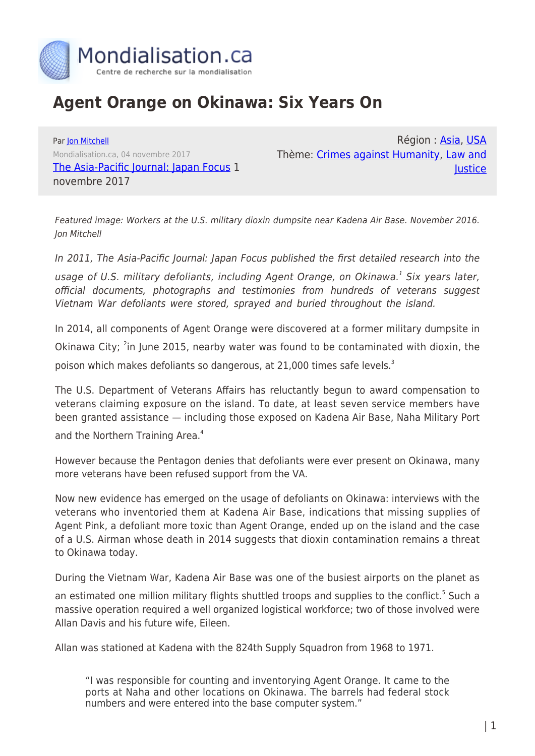# Agent Orange on Okinawa: Six Years On

Par Jon Mitchell
Mondialisation.ca, 04 novembre 2017
The Asia-Pacific Journal: Japan Focus 1 novembre 2017

Région : Asia, USA
Thème: Crimes against Humanity, Law and Justice

*Featured image: Workers at the U.S. military dioxin dumpsite near Kadena Air Base. November 2016. Jon Mitchell*

*In 2011, The Asia-Pacific Journal: Japan Focus published the first detailed research into the usage of U.S. military defoliants, including Agent Orange, on Okinawa.[1] Six years later, official documents, photographs and testimonies from hundreds of veterans suggest Vietnam War defoliants were stored, sprayed and buried throughout the island.*

In 2014, all components of Agent Orange were discovered at a former military dumpsite in Okinawa City; [2]in June 2015, nearby water was found to be contaminated with dioxin, the poison which makes defoliants so dangerous, at 21,000 times safe levels.[3]

The U.S. Department of Veterans Affairs has reluctantly begun to award compensation to veterans claiming exposure on the island. To date, at least seven service members have been granted assistance — including those exposed on Kadena Air Base, Naha Military Port and the Northern Training Area.[4]

However because the Pentagon denies that defoliants were ever present on Okinawa, many more veterans have been refused support from the VA.

Now new evidence has emerged on the usage of defoliants on Okinawa: interviews with the veterans who inventoried them at Kadena Air Base, indications that missing supplies of Agent Pink, a defoliant more toxic than Agent Orange, ended up on the island and the case of a U.S. Airman whose death in 2014 suggests that dioxin contamination remains a threat to Okinawa today.

During the Vietnam War, Kadena Air Base was one of the busiest airports on the planet as an estimated one million military flights shuttled troops and supplies to the conflict.[5] Such a massive operation required a well organized logistical workforce; two of those involved were Allan Davis and his future wife, Eileen.

Allan was stationed at Kadena with the 824th Supply Squadron from 1968 to 1971.

> "I was responsible for counting and inventorying Agent Orange. It came to the ports at Naha and other locations on Okinawa. The barrels had federal stock numbers and were entered into the base computer system."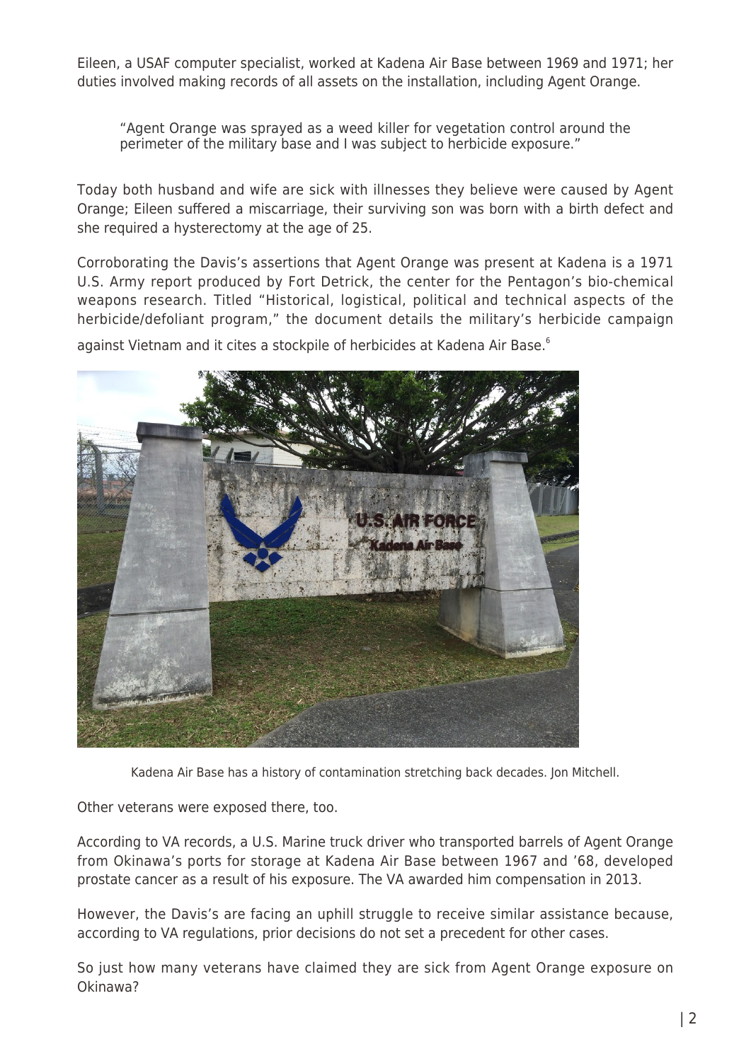Eileen, a USAF computer specialist, worked at Kadena Air Base between 1969 and 1971; her duties involved making records of all assets on the installation, including Agent Orange.

> "Agent Orange was sprayed as a weed killer for vegetation control around the perimeter of the military base and I was subject to herbicide exposure."

Today both husband and wife are sick with illnesses they believe were caused by Agent Orange; Eileen suffered a miscarriage, their surviving son was born with a birth defect and she required a hysterectomy at the age of 25.

Corroborating the Davis's assertions that Agent Orange was present at Kadena is a 1971 U.S. Army report produced by Fort Detrick, the center for the Pentagon's bio-chemical weapons research. Titled "Historical, logistical, political and technical aspects of the herbicide/defoliant program," the document details the military's herbicide campaign against Vietnam and it cites a stockpile of herbicides at Kadena Air Base.[6]

Kadena Air Base has a history of contamination stretching back decades. Jon Mitchell.

Other veterans were exposed there, too.

According to VA records, a U.S. Marine truck driver who transported barrels of Agent Orange from Okinawa's ports for storage at Kadena Air Base between 1967 and '68, developed prostate cancer as a result of his exposure. The VA awarded him compensation in 2013.

However, the Davis's are facing an uphill struggle to receive similar assistance because, according to VA regulations, prior decisions do not set a precedent for other cases.

So just how many veterans have claimed they are sick from Agent Orange exposure on Okinawa?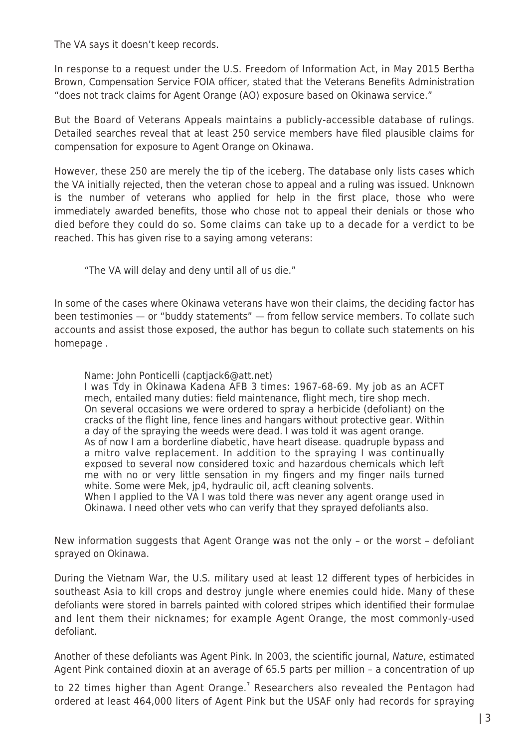The VA says it doesn't keep records.

In response to a request under the U.S. Freedom of Information Act, in May 2015 Bertha Brown, Compensation Service FOIA officer, stated that the Veterans Benefits Administration "does not track claims for Agent Orange (AO) exposure based on Okinawa service."

But the Board of Veterans Appeals maintains a publicly-accessible database of rulings. Detailed searches reveal that at least 250 service members have filed plausible claims for compensation for exposure to Agent Orange on Okinawa.

However, these 250 are merely the tip of the iceberg. The database only lists cases which the VA initially rejected, then the veteran chose to appeal and a ruling was issued. Unknown is the number of veterans who applied for help in the first place, those who were immediately awarded benefits, those who chose not to appeal their denials or those who died before they could do so. Some claims can take up to a decade for a verdict to be reached. This has given rise to a saying among veterans:

> "The VA will delay and deny until all of us die."

In some of the cases where Okinawa veterans have won their claims, the deciding factor has been testimonies — or "buddy statements" — from fellow service members. To collate such accounts and assist those exposed, the author has begun to collate such statements on his homepage .

> Name: John Ponticelli (captjack6@att.net)
> I was Tdy in Okinawa Kadena AFB 3 times: 1967-68-69. My job as an ACFT mech, entailed many duties: field maintenance, flight mech, tire shop mech.
> On several occasions we were ordered to spray a herbicide (defoliant) on the cracks of the flight line, fence lines and hangars without protective gear. Within a day of the spraying the weeds were dead. I was told it was agent orange.
> As of now I am a borderline diabetic, have heart disease. quadruple bypass and a mitro valve replacement. In addition to the spraying I was continually exposed to several now considered toxic and hazardous chemicals which left me with no or very little sensation in my fingers and my finger nails turned white. Some were Mek, jp4, hydraulic oil, acft cleaning solvents.
> When I applied to the VA I was told there was never any agent orange used in Okinawa. I need other vets who can verify that they sprayed defoliants also.

New information suggests that Agent Orange was not the only – or the worst – defoliant sprayed on Okinawa.

During the Vietnam War, the U.S. military used at least 12 different types of herbicides in southeast Asia to kill crops and destroy jungle where enemies could hide. Many of these defoliants were stored in barrels painted with colored stripes which identified their formulae and lent them their nicknames; for example Agent Orange, the most commonly-used defoliant.

Another of these defoliants was Agent Pink. In 2003, the scientific journal, *Nature*, estimated Agent Pink contained dioxin at an average of 65.5 parts per million – a concentration of up to 22 times higher than Agent Orange.[7] Researchers also revealed the Pentagon had ordered at least 464,000 liters of Agent Pink but the USAF only had records for spraying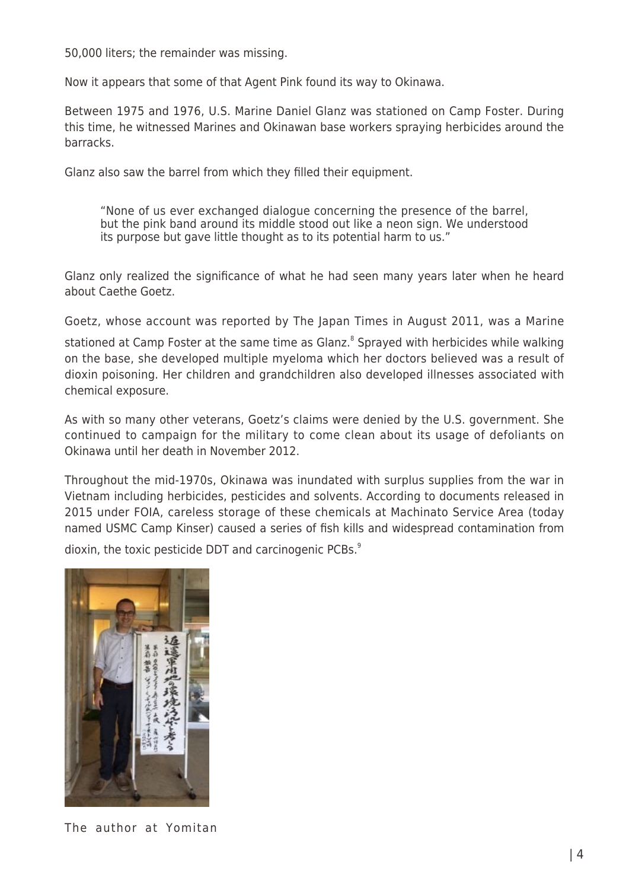50,000 liters; the remainder was missing.

Now it appears that some of that Agent Pink found its way to Okinawa.

Between 1975 and 1976, U.S. Marine Daniel Glanz was stationed on Camp Foster. During this time, he witnessed Marines and Okinawan base workers spraying herbicides around the barracks.

Glanz also saw the barrel from which they filled their equipment.

> "None of us ever exchanged dialogue concerning the presence of the barrel, but the pink band around its middle stood out like a neon sign. We understood its purpose but gave little thought as to its potential harm to us."

Glanz only realized the significance of what he had seen many years later when he heard about Caethe Goetz.

Goetz, whose account was reported by The Japan Times in August 2011, was a Marine stationed at Camp Foster at the same time as Glanz.[8] Sprayed with herbicides while walking on the base, she developed multiple myeloma which her doctors believed was a result of dioxin poisoning. Her children and grandchildren also developed illnesses associated with chemical exposure.

As with so many other veterans, Goetz's claims were denied by the U.S. government. She continued to campaign for the military to come clean about its usage of defoliants on Okinawa until her death in November 2012.

Throughout the mid-1970s, Okinawa was inundated with surplus supplies from the war in Vietnam including herbicides, pesticides and solvents. According to documents released in 2015 under FOIA, careless storage of these chemicals at Machinato Service Area (today named USMC Camp Kinser) caused a series of fish kills and widespread contamination from dioxin, the toxic pesticide DDT and carcinogenic PCBs.[9]

The author at Yomitan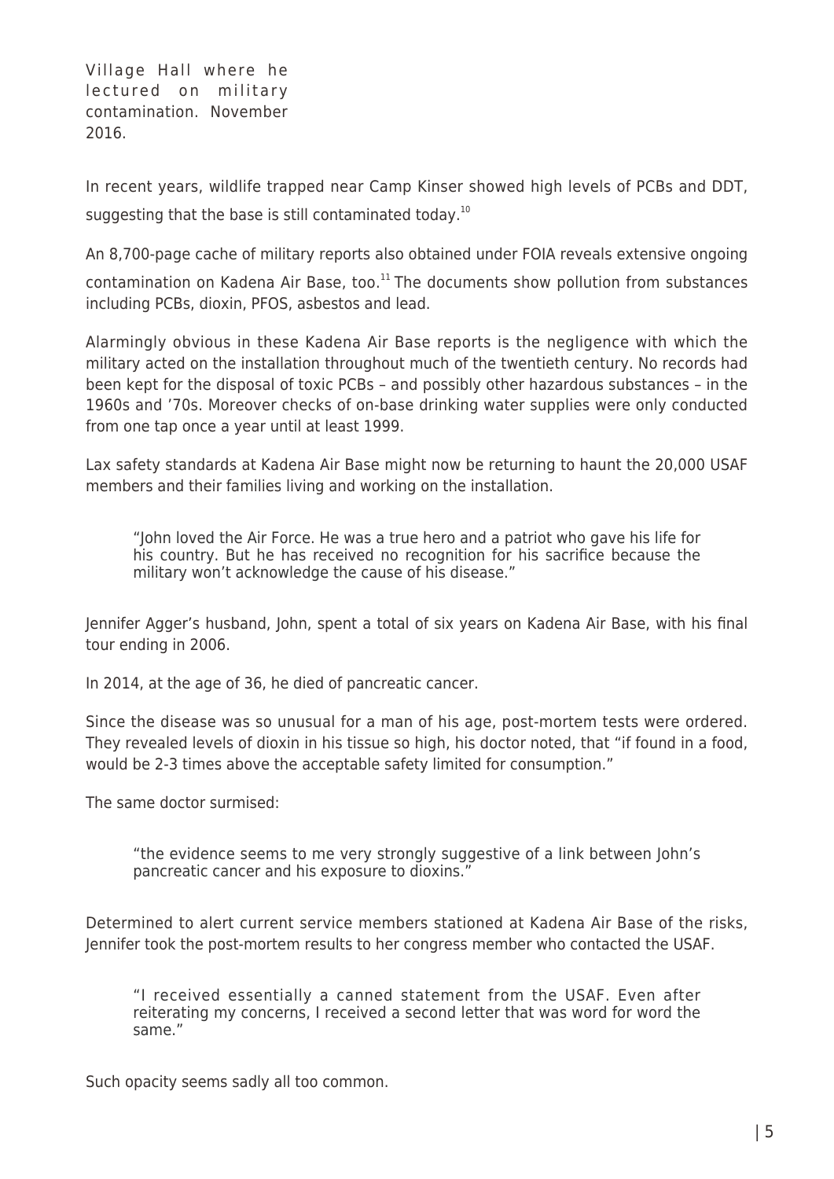Village Hall where he lectured on military contamination. November 2016.

In recent years, wildlife trapped near Camp Kinser showed high levels of PCBs and DDT, suggesting that the base is still contaminated today.[10]

An 8,700-page cache of military reports also obtained under FOIA reveals extensive ongoing contamination on Kadena Air Base, too.[11] The documents show pollution from substances including PCBs, dioxin, PFOS, asbestos and lead.

Alarmingly obvious in these Kadena Air Base reports is the negligence with which the military acted on the installation throughout much of the twentieth century. No records had been kept for the disposal of toxic PCBs – and possibly other hazardous substances – in the 1960s and '70s. Moreover checks of on-base drinking water supplies were only conducted from one tap once a year until at least 1999.

Lax safety standards at Kadena Air Base might now be returning to haunt the 20,000 USAF members and their families living and working on the installation.

> "John loved the Air Force. He was a true hero and a patriot who gave his life for his country. But he has received no recognition for his sacrifice because the military won't acknowledge the cause of his disease."

Jennifer Agger's husband, John, spent a total of six years on Kadena Air Base, with his final tour ending in 2006.

In 2014, at the age of 36, he died of pancreatic cancer.

Since the disease was so unusual for a man of his age, post-mortem tests were ordered. They revealed levels of dioxin in his tissue so high, his doctor noted, that "if found in a food, would be 2-3 times above the acceptable safety limited for consumption."

The same doctor surmised:

> "the evidence seems to me very strongly suggestive of a link between John's pancreatic cancer and his exposure to dioxins."

Determined to alert current service members stationed at Kadena Air Base of the risks, Jennifer took the post-mortem results to her congress member who contacted the USAF.

> "I received essentially a canned statement from the USAF. Even after reiterating my concerns, I received a second letter that was word for word the same."

Such opacity seems sadly all too common.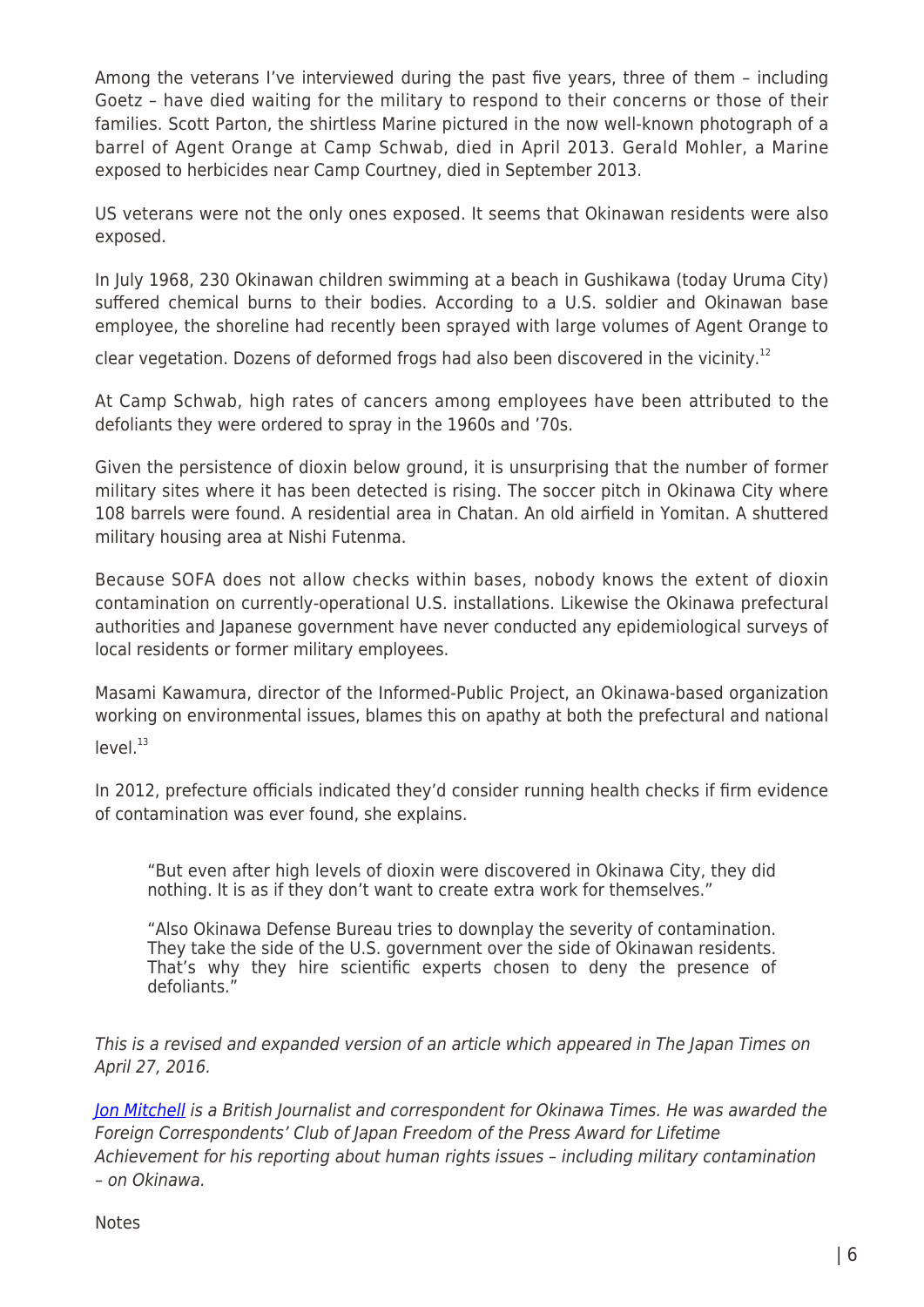Among the veterans I've interviewed during the past five years, three of them – including Goetz – have died waiting for the military to respond to their concerns or those of their families. Scott Parton, the shirtless Marine pictured in the now well-known photograph of a barrel of Agent Orange at Camp Schwab, died in April 2013. Gerald Mohler, a Marine exposed to herbicides near Camp Courtney, died in September 2013.

US veterans were not the only ones exposed. It seems that Okinawan residents were also exposed.

In July 1968, 230 Okinawan children swimming at a beach in Gushikawa (today Uruma City) suffered chemical burns to their bodies. According to a U.S. soldier and Okinawan base employee, the shoreline had recently been sprayed with large volumes of Agent Orange to clear vegetation. Dozens of deformed frogs had also been discovered in the vicinity.[12]

At Camp Schwab, high rates of cancers among employees have been attributed to the defoliants they were ordered to spray in the 1960s and '70s.

Given the persistence of dioxin below ground, it is unsurprising that the number of former military sites where it has been detected is rising. The soccer pitch in Okinawa City where 108 barrels were found. A residential area in Chatan. An old airfield in Yomitan. A shuttered military housing area at Nishi Futenma.

Because SOFA does not allow checks within bases, nobody knows the extent of dioxin contamination on currently-operational U.S. installations. Likewise the Okinawa prefectural authorities and Japanese government have never conducted any epidemiological surveys of local residents or former military employees.

Masami Kawamura, director of the Informed-Public Project, an Okinawa-based organization working on environmental issues, blames this on apathy at both the prefectural and national level.[13]

In 2012, prefecture officials indicated they'd consider running health checks if firm evidence of contamination was ever found, she explains.

> "But even after high levels of dioxin were discovered in Okinawa City, they did nothing. It is as if they don't want to create extra work for themselves."
>
> "Also Okinawa Defense Bureau tries to downplay the severity of contamination. They take the side of the U.S. government over the side of Okinawan residents. That's why they hire scientific experts chosen to deny the presence of defoliants."

*This is a revised and expanded version of an article which appeared in The Japan Times on April 27, 2016.*

*Jon Mitchell is a British Journalist and correspondent for Okinawa Times. He was awarded the Foreign Correspondents' Club of Japan Freedom of the Press Award for Lifetime Achievement for his reporting about human rights issues – including military contamination – on Okinawa.*

Notes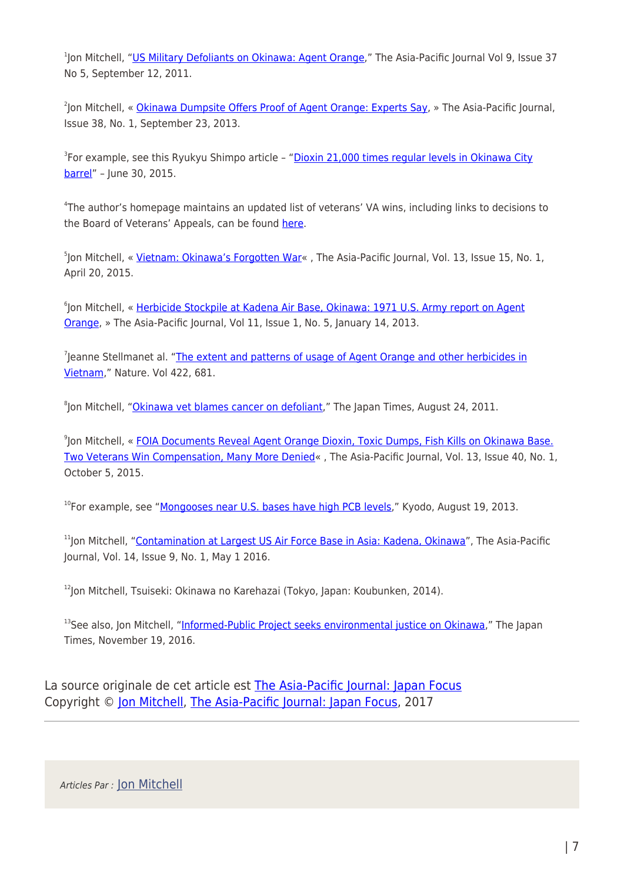[1]Jon Mitchell, "US Military Defoliants on Okinawa: Agent Orange," The Asia-Pacific Journal Vol 9, Issue 37 No 5, September 12, 2011.

[2]Jon Mitchell, « Okinawa Dumpsite Offers Proof of Agent Orange: Experts Say, » The Asia-Pacific Journal, Issue 38, No. 1, September 23, 2013.

[3]For example, see this Ryukyu Shimpo article – "Dioxin 21,000 times regular levels in Okinawa City barrel" – June 30, 2015.

[4]The author's homepage maintains an updated list of veterans' VA wins, including links to decisions to the Board of Veterans' Appeals, can be found here.

[5]Jon Mitchell, « Vietnam: Okinawa's Forgotten War« , The Asia-Pacific Journal, Vol. 13, Issue 15, No. 1, April 20, 2015.

[6]Jon Mitchell, « Herbicide Stockpile at Kadena Air Base, Okinawa: 1971 U.S. Army report on Agent Orange, » The Asia-Pacific Journal, Vol 11, Issue 1, No. 5, January 14, 2013.

[7]Jeanne Stellmanet al. "The extent and patterns of usage of Agent Orange and other herbicides in Vietnam," Nature. Vol 422, 681.

[8]Jon Mitchell, "Okinawa vet blames cancer on defoliant," The Japan Times, August 24, 2011.

[9]Jon Mitchell, « FOIA Documents Reveal Agent Orange Dioxin, Toxic Dumps, Fish Kills on Okinawa Base. Two Veterans Win Compensation, Many More Denied« , The Asia-Pacific Journal, Vol. 13, Issue 40, No. 1, October 5, 2015.

[10]For example, see "Mongooses near U.S. bases have high PCB levels," Kyodo, August 19, 2013.

[11]Jon Mitchell, "Contamination at Largest US Air Force Base in Asia: Kadena, Okinawa", The Asia-Pacific Journal, Vol. 14, Issue 9, No. 1, May 1 2016.

[12]Jon Mitchell, Tsuiseki: Okinawa no Karehazai (Tokyo, Japan: Koubunken, 2014).

[13]See also, Jon Mitchell, "Informed-Public Project seeks environmental justice on Okinawa," The Japan Times, November 19, 2016.

La source originale de cet article est The Asia-Pacific Journal: Japan Focus
Copyright © Jon Mitchell, The Asia-Pacific Journal: Japan Focus, 2017

---

*Articles Par :* Jon Mitchell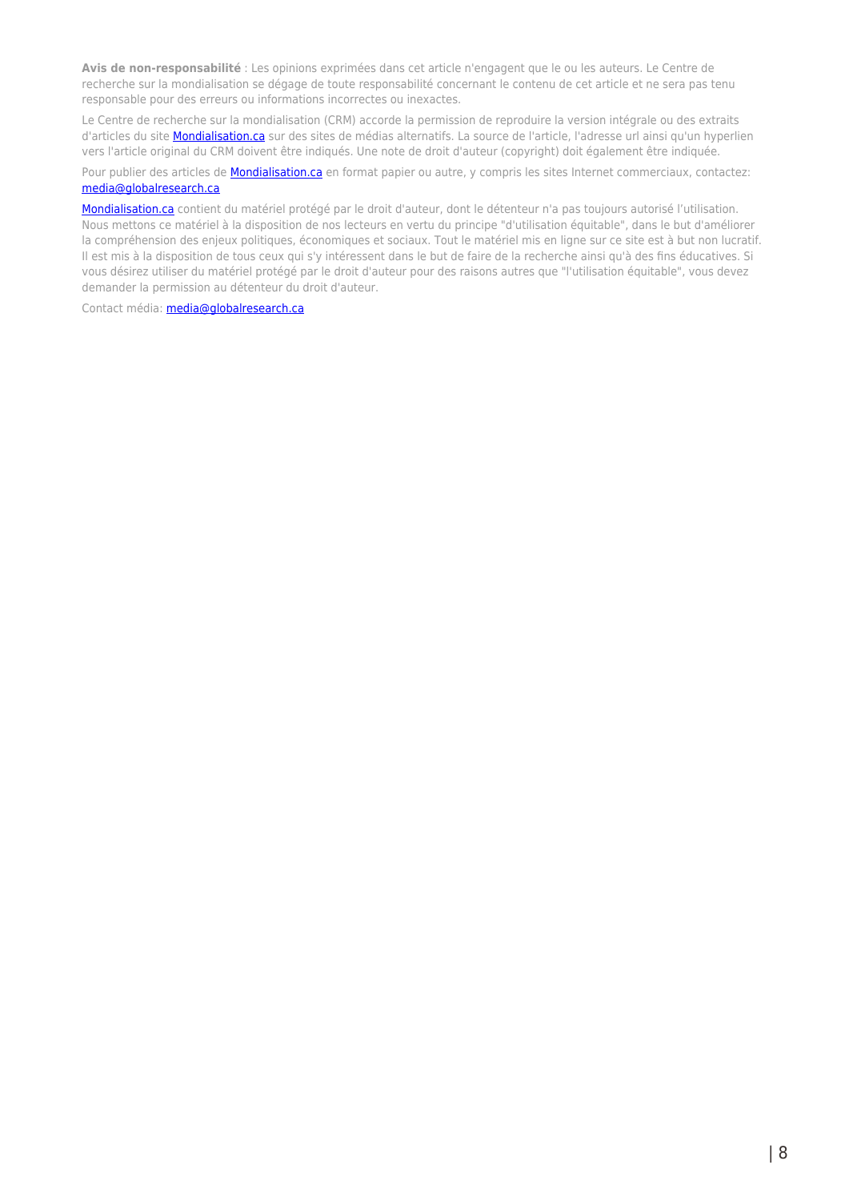**Avis de non-responsabilité** : Les opinions exprimées dans cet article n'engagent que le ou les auteurs. Le Centre de recherche sur la mondialisation se dégage de toute responsabilité concernant le contenu de cet article et ne sera pas tenu responsable pour des erreurs ou informations incorrectes ou inexactes.

Le Centre de recherche sur la mondialisation (CRM) accorde la permission de reproduire la version intégrale ou des extraits d'articles du site Mondialisation.ca sur des sites de médias alternatifs. La source de l'article, l'adresse url ainsi qu'un hyperlien vers l'article original du CRM doivent être indiqués. Une note de droit d'auteur (copyright) doit également être indiquée.

Pour publier des articles de Mondialisation.ca en format papier ou autre, y compris les sites Internet commerciaux, contactez: media@globalresearch.ca

Mondialisation.ca contient du matériel protégé par le droit d'auteur, dont le détenteur n'a pas toujours autorisé l'utilisation. Nous mettons ce matériel à la disposition de nos lecteurs en vertu du principe "d'utilisation équitable", dans le but d'améliorer la compréhension des enjeux politiques, économiques et sociaux. Tout le matériel mis en ligne sur ce site est à but non lucratif. Il est mis à la disposition de tous ceux qui s'y intéressent dans le but de faire de la recherche ainsi qu'à des fins éducatives. Si vous désirez utiliser du matériel protégé par le droit d'auteur pour des raisons autres que "l'utilisation équitable", vous devez demander la permission au détenteur du droit d'auteur.

Contact média: media@globalresearch.ca